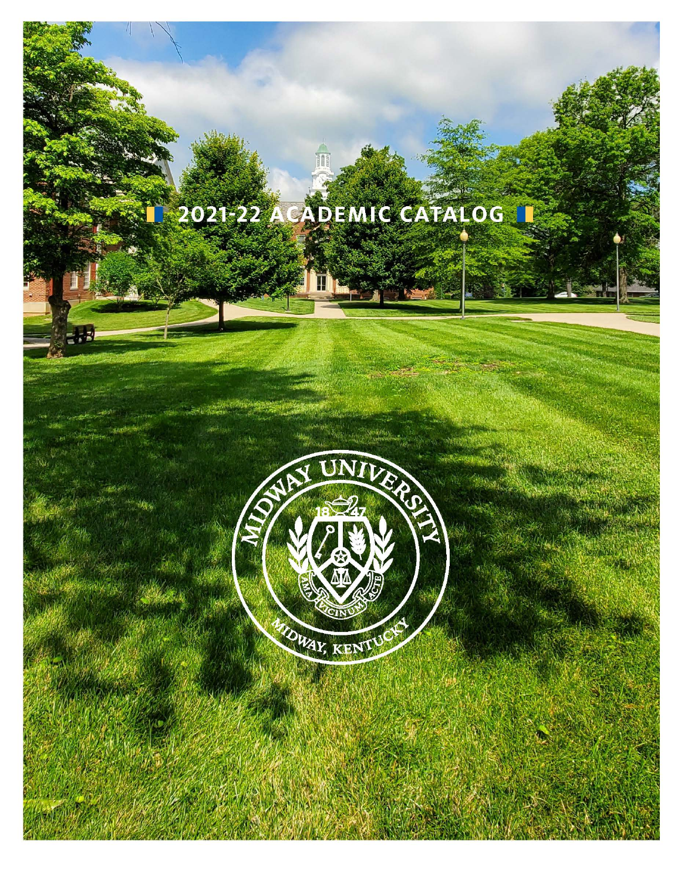# 2021-22 ACADEMIC CATALOG

MIDWAY UNIVERSITY

1847

AMA VICINUM ACTE

MIDWAY, KENTUCKY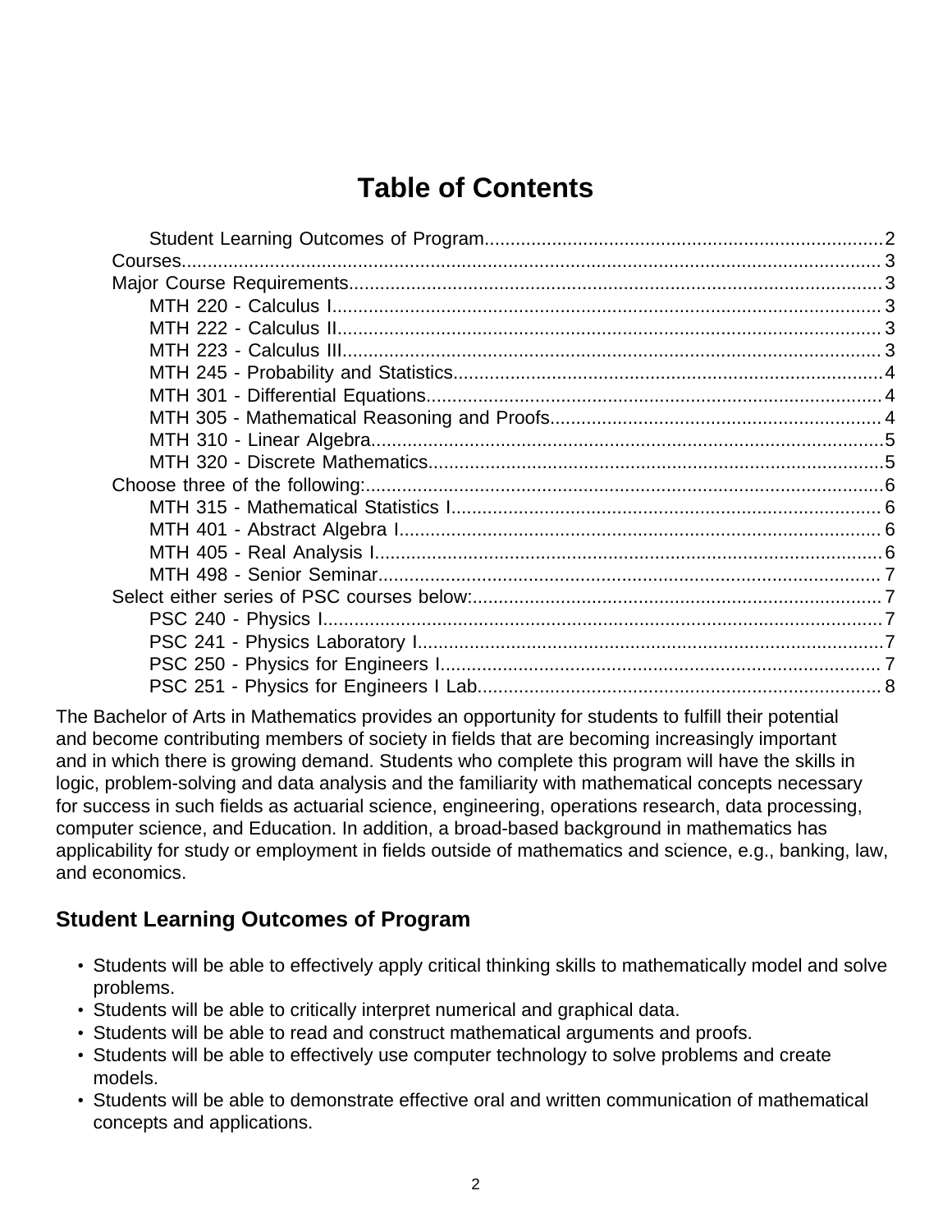# Table of Contents

- Student Learning Outcomes of Program....................2
- Courses....................3
- Major Course Requirements....................3
  - MTH 220 - Calculus I....................3
  - MTH 222 - Calculus II....................3
  - MTH 223 - Calculus III....................3
  - MTH 245 - Probability and Statistics....................4
  - MTH 301 - Differential Equations....................4
  - MTH 305 - Mathematical Reasoning and Proofs....................4
  - MTH 310 - Linear Algebra....................5
  - MTH 320 - Discrete Mathematics....................5
- Choose three of the following:....................6
  - MTH 315 - Mathematical Statistics I....................6
  - MTH 401 - Abstract Algebra I....................6
  - MTH 405 - Real Analysis I....................6
  - MTH 498 - Senior Seminar....................7
- Select either series of PSC courses below:....................7
  - PSC 240 - Physics I....................7
  - PSC 241 - Physics Laboratory I....................7
  - PSC 250 - Physics for Engineers I....................7
  - PSC 251 - Physics for Engineers I Lab....................8

The Bachelor of Arts in Mathematics provides an opportunity for students to fulfill their potential and become contributing members of society in fields that are becoming increasingly important and in which there is growing demand. Students who complete this program will have the skills in logic, problem-solving and data analysis and the familiarity with mathematical concepts necessary for success in such fields as actuarial science, engineering, operations research, data processing, computer science, and Education. In addition, a broad-based background in mathematics has applicability for study or employment in fields outside of mathematics and science, e.g., banking, law, and economics.

## Student Learning Outcomes of Program

- Students will be able to effectively apply critical thinking skills to mathematically model and solve problems.
- Students will be able to critically interpret numerical and graphical data.
- Students will be able to read and construct mathematical arguments and proofs.
- Students will be able to effectively use computer technology to solve problems and create models.
- Students will be able to demonstrate effective oral and written communication of mathematical concepts and applications.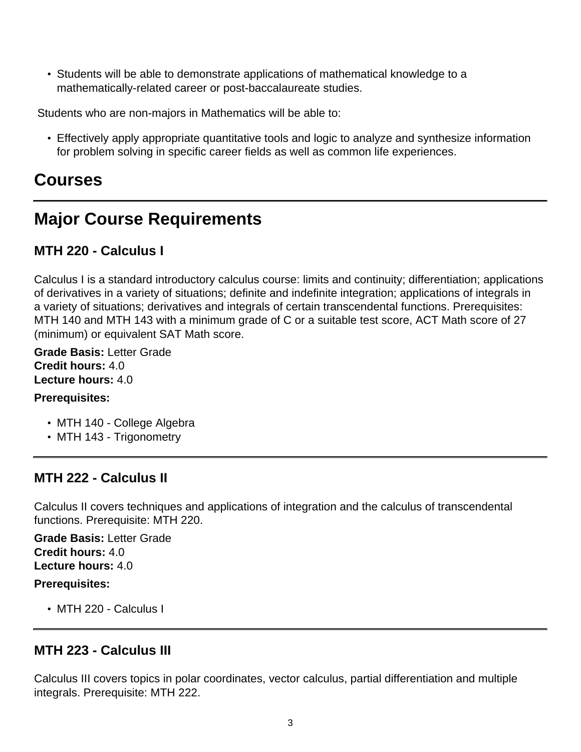- Students will be able to demonstrate applications of mathematical knowledge to a mathematically-related career or post-baccalaureate studies.

Students who are non-majors in Mathematics will be able to:

- Effectively apply appropriate quantitative tools and logic to analyze and synthesize information for problem solving in specific career fields as well as common life experiences.

# Courses

# Major Course Requirements

### MTH 220 - Calculus I

Calculus I is a standard introductory calculus course: limits and continuity; differentiation; applications of derivatives in a variety of situations; definite and indefinite integration; applications of integrals in a variety of situations; derivatives and integrals of certain transcendental functions. Prerequisites: MTH 140 and MTH 143 with a minimum grade of C or a suitable test score, ACT Math score of 27 (minimum) or equivalent SAT Math score.

**Grade Basis:** Letter Grade
**Credit hours:** 4.0
**Lecture hours:** 4.0

**Prerequisites:**

- MTH 140 - College Algebra
- MTH 143 - Trigonometry

---

### MTH 222 - Calculus II

Calculus II covers techniques and applications of integration and the calculus of transcendental functions. Prerequisite: MTH 220.

**Grade Basis:** Letter Grade
**Credit hours:** 4.0
**Lecture hours:** 4.0

**Prerequisites:**

- MTH 220 - Calculus I

---

### MTH 223 - Calculus III

Calculus III covers topics in polar coordinates, vector calculus, partial differentiation and multiple integrals. Prerequisite: MTH 222.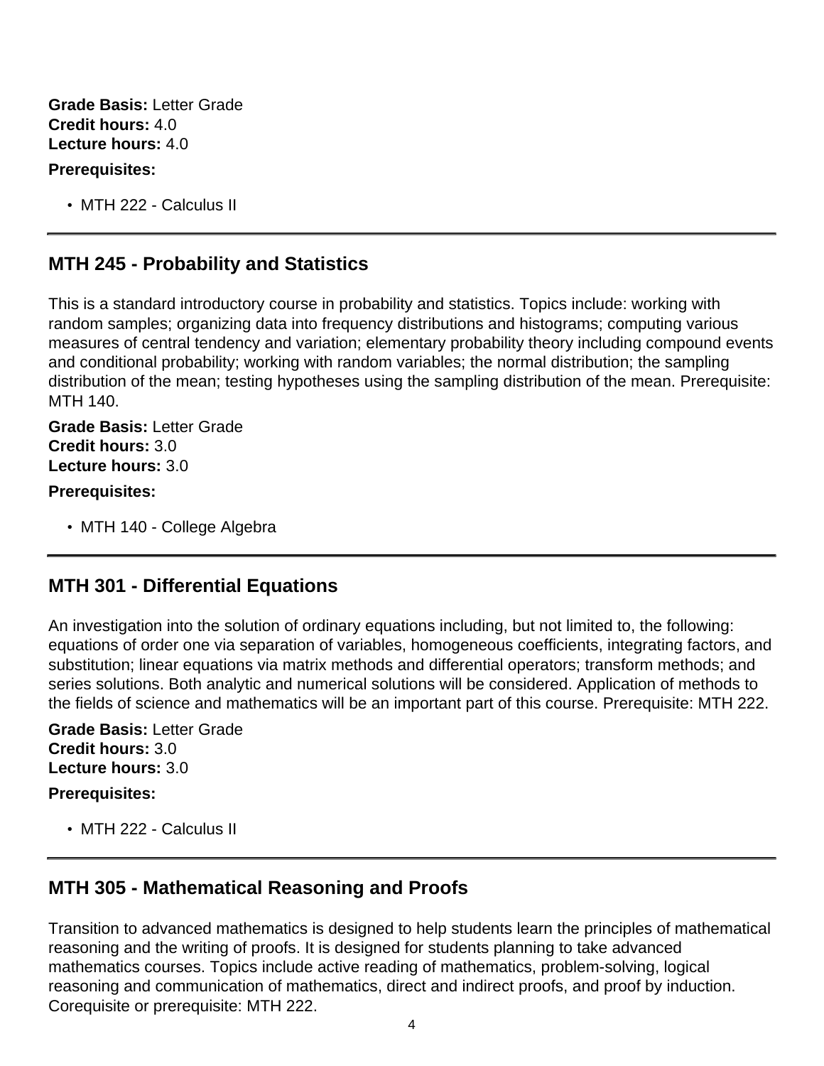**Grade Basis:** Letter Grade
**Credit hours:** 4.0
**Lecture hours:** 4.0

**Prerequisites:**

- MTH 222 - Calculus II

---

## MTH 245 - Probability and Statistics

This is a standard introductory course in probability and statistics. Topics include: working with random samples; organizing data into frequency distributions and histograms; computing various measures of central tendency and variation; elementary probability theory including compound events and conditional probability; working with random variables; the normal distribution; the sampling distribution of the mean; testing hypotheses using the sampling distribution of the mean. Prerequisite: MTH 140.

**Grade Basis:** Letter Grade
**Credit hours:** 3.0
**Lecture hours:** 3.0

**Prerequisites:**

- MTH 140 - College Algebra

---

## MTH 301 - Differential Equations

An investigation into the solution of ordinary equations including, but not limited to, the following: equations of order one via separation of variables, homogeneous coefficients, integrating factors, and substitution; linear equations via matrix methods and differential operators; transform methods; and series solutions. Both analytic and numerical solutions will be considered. Application of methods to the fields of science and mathematics will be an important part of this course. Prerequisite: MTH 222.

**Grade Basis:** Letter Grade
**Credit hours:** 3.0
**Lecture hours:** 3.0

**Prerequisites:**

- MTH 222 - Calculus II

---

## MTH 305 - Mathematical Reasoning and Proofs

Transition to advanced mathematics is designed to help students learn the principles of mathematical reasoning and the writing of proofs. It is designed for students planning to take advanced mathematics courses. Topics include active reading of mathematics, problem-solving, logical reasoning and communication of mathematics, direct and indirect proofs, and proof by induction. Corequisite or prerequisite: MTH 222.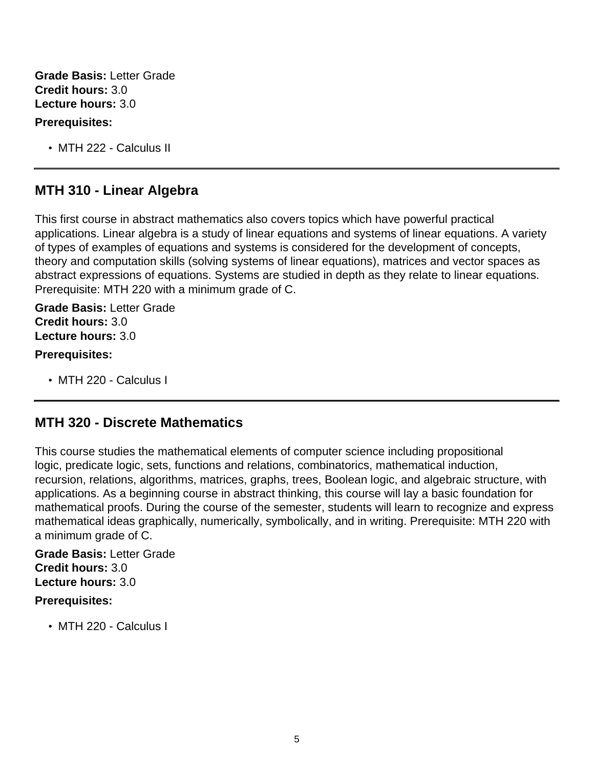**Grade Basis:** Letter Grade
**Credit hours:** 3.0
**Lecture hours:** 3.0

**Prerequisites:**

- MTH 222 - Calculus II

---

## MTH 310 - Linear Algebra

This first course in abstract mathematics also covers topics which have powerful practical applications. Linear algebra is a study of linear equations and systems of linear equations. A variety of types of examples of equations and systems is considered for the development of concepts, theory and computation skills (solving systems of linear equations), matrices and vector spaces as abstract expressions of equations. Systems are studied in depth as they relate to linear equations. Prerequisite: MTH 220 with a minimum grade of C.

**Grade Basis:** Letter Grade
**Credit hours:** 3.0
**Lecture hours:** 3.0

**Prerequisites:**

- MTH 220 - Calculus I

---

## MTH 320 - Discrete Mathematics

This course studies the mathematical elements of computer science including propositional logic, predicate logic, sets, functions and relations, combinatorics, mathematical induction, recursion, relations, algorithms, matrices, graphs, trees, Boolean logic, and algebraic structure, with applications. As a beginning course in abstract thinking, this course will lay a basic foundation for mathematical proofs. During the course of the semester, students will learn to recognize and express mathematical ideas graphically, numerically, symbolically, and in writing. Prerequisite: MTH 220 with a minimum grade of C.

**Grade Basis:** Letter Grade
**Credit hours:** 3.0
**Lecture hours:** 3.0

**Prerequisites:**

- MTH 220 - Calculus I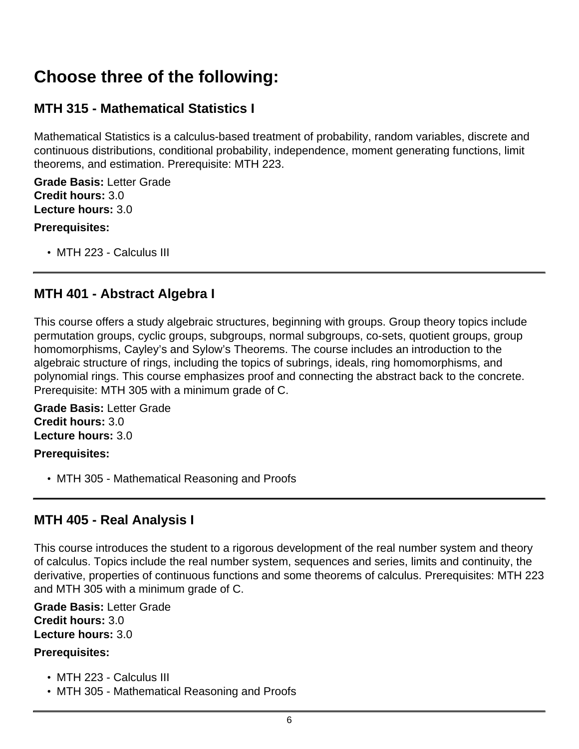# Choose three of the following:

## MTH 315 - Mathematical Statistics I

Mathematical Statistics is a calculus-based treatment of probability, random variables, discrete and continuous distributions, conditional probability, independence, moment generating functions, limit theorems, and estimation. Prerequisite: MTH 223.

**Grade Basis:** Letter Grade
**Credit hours:** 3.0
**Lecture hours:** 3.0

**Prerequisites:**

- MTH 223 - Calculus III

---

## MTH 401 - Abstract Algebra I

This course offers a study algebraic structures, beginning with groups. Group theory topics include permutation groups, cyclic groups, subgroups, normal subgroups, co-sets, quotient groups, group homomorphisms, Cayley’s and Sylow’s Theorems. The course includes an introduction to the algebraic structure of rings, including the topics of subrings, ideals, ring homomorphisms, and polynomial rings. This course emphasizes proof and connecting the abstract back to the concrete. Prerequisite: MTH 305 with a minimum grade of C.

**Grade Basis:** Letter Grade
**Credit hours:** 3.0
**Lecture hours:** 3.0

**Prerequisites:**

- MTH 305 - Mathematical Reasoning and Proofs

---

## MTH 405 - Real Analysis I

This course introduces the student to a rigorous development of the real number system and theory of calculus. Topics include the real number system, sequences and series, limits and continuity, the derivative, properties of continuous functions and some theorems of calculus. Prerequisites: MTH 223 and MTH 305 with a minimum grade of C.

**Grade Basis:** Letter Grade
**Credit hours:** 3.0
**Lecture hours:** 3.0

**Prerequisites:**

- MTH 223 - Calculus III
- MTH 305 - Mathematical Reasoning and Proofs

---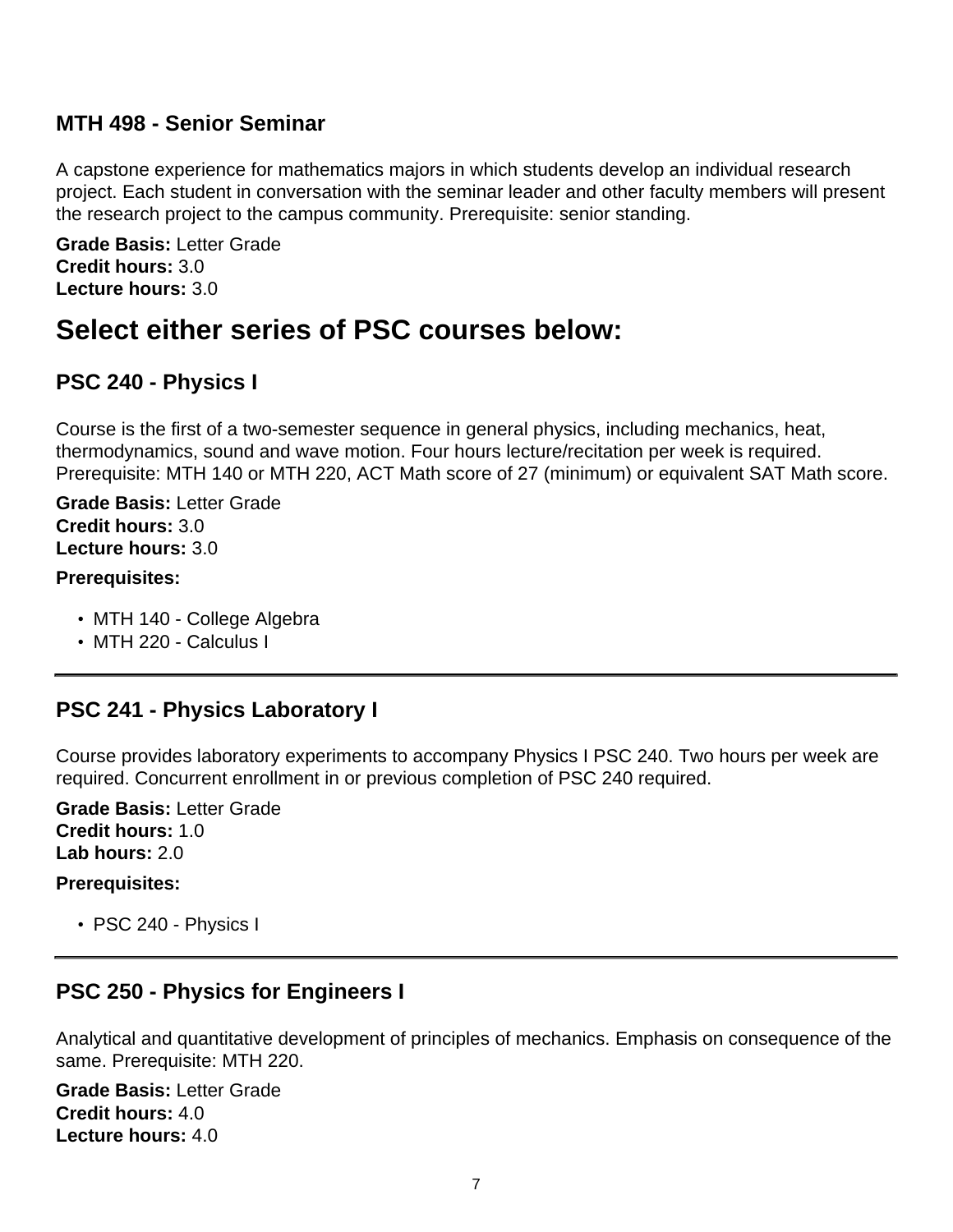### MTH 498 - Senior Seminar

A capstone experience for mathematics majors in which students develop an individual research project. Each student in conversation with the seminar leader and other faculty members will present the research project to the campus community. Prerequisite: senior standing.

**Grade Basis:** Letter Grade
**Credit hours:** 3.0
**Lecture hours:** 3.0

## Select either series of PSC courses below:

### PSC 240 - Physics I

Course is the first of a two-semester sequence in general physics, including mechanics, heat, thermodynamics, sound and wave motion. Four hours lecture/recitation per week is required. Prerequisite: MTH 140 or MTH 220, ACT Math score of 27 (minimum) or equivalent SAT Math score.

**Grade Basis:** Letter Grade
**Credit hours:** 3.0
**Lecture hours:** 3.0

**Prerequisites:**

- MTH 140 - College Algebra
- MTH 220 - Calculus I

---

### PSC 241 - Physics Laboratory I

Course provides laboratory experiments to accompany Physics I PSC 240. Two hours per week are required. Concurrent enrollment in or previous completion of PSC 240 required.

**Grade Basis:** Letter Grade
**Credit hours:** 1.0
**Lab hours:** 2.0

**Prerequisites:**

- PSC 240 - Physics I

---

### PSC 250 - Physics for Engineers I

Analytical and quantitative development of principles of mechanics. Emphasis on consequence of the same. Prerequisite: MTH 220.

**Grade Basis:** Letter Grade
**Credit hours:** 4.0
**Lecture hours:** 4.0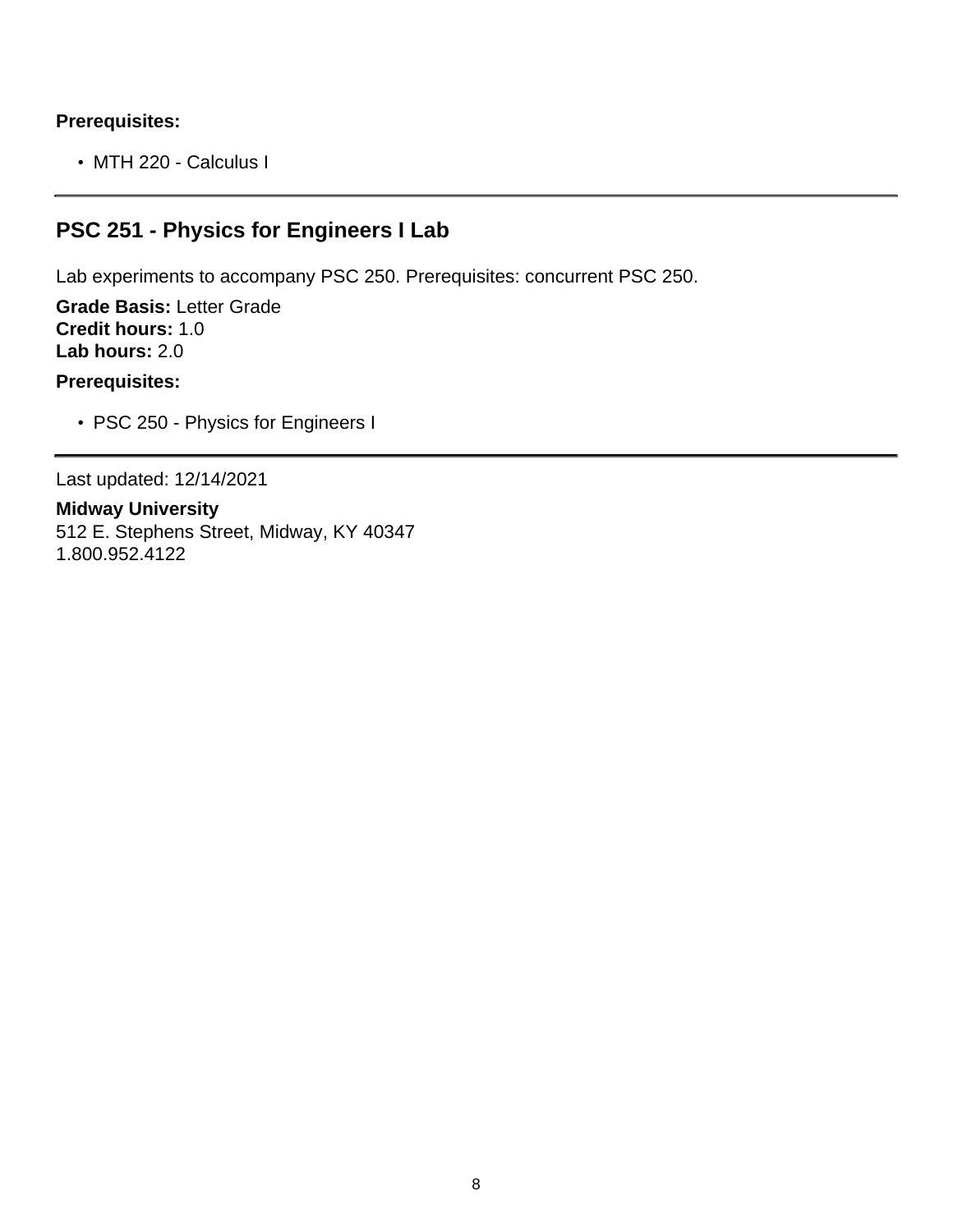**Prerequisites:**

- MTH 220 - Calculus I

---

## PSC 251 - Physics for Engineers I Lab

Lab experiments to accompany PSC 250. Prerequisites: concurrent PSC 250.

**Grade Basis:** Letter Grade
**Credit hours:** 1.0
**Lab hours:** 2.0

**Prerequisites:**

- PSC 250 - Physics for Engineers I

---

Last updated: 12/14/2021

**Midway University**
512 E. Stephens Street, Midway, KY 40347
1.800.952.4122